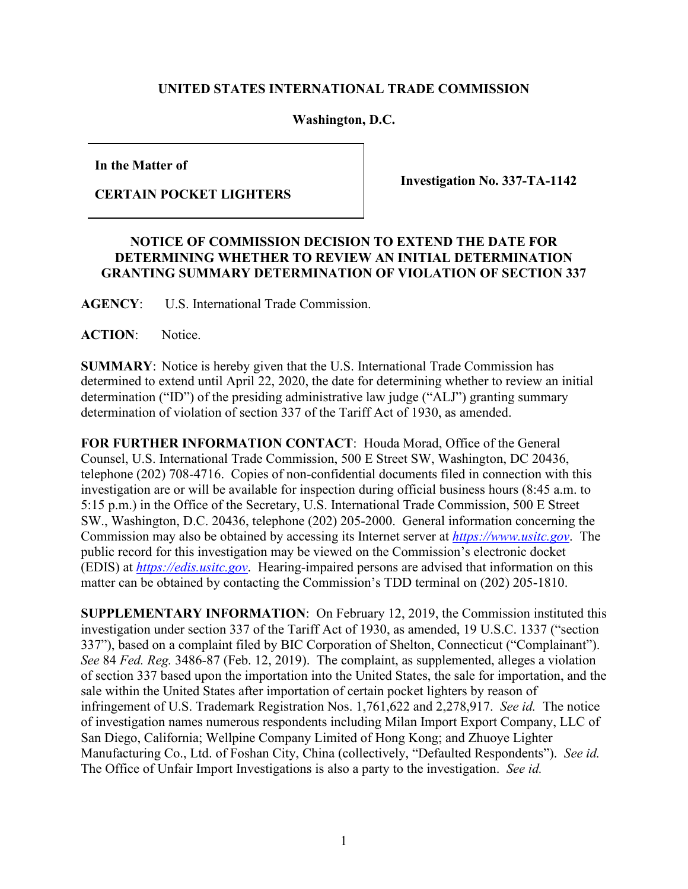**UNITED STATES INTERNATIONAL TRADE COMMISSION**

**Washington, D.C.**

| **In the Matter of**<br><br>**CERTAIN POCKET LIGHTERS** | **Investigation No. 337-TA-1142** |
|---|---|

**NOTICE OF COMMISSION DECISION TO EXTEND THE DATE FOR DETERMINING WHETHER TO REVIEW AN INITIAL DETERMINATION GRANTING SUMMARY DETERMINATION OF VIOLATION OF SECTION 337**

**AGENCY**: U.S. International Trade Commission.

**ACTION**: Notice.

**SUMMARY**: Notice is hereby given that the U.S. International Trade Commission has determined to extend until April 22, 2020, the date for determining whether to review an initial determination ("ID") of the presiding administrative law judge ("ALJ") granting summary determination of violation of section 337 of the Tariff Act of 1930, as amended.

**FOR FURTHER INFORMATION CONTACT**: Houda Morad, Office of the General Counsel, U.S. International Trade Commission, 500 E Street SW, Washington, DC 20436, telephone (202) 708-4716. Copies of non-confidential documents filed in connection with this investigation are or will be available for inspection during official business hours (8:45 a.m. to 5:15 p.m.) in the Office of the Secretary, U.S. International Trade Commission, 500 E Street SW., Washington, D.C. 20436, telephone (202) 205-2000. General information concerning the Commission may also be obtained by accessing its Internet server at *https://www.usitc.gov*. The public record for this investigation may be viewed on the Commission's electronic docket (EDIS) at *https://edis.usitc.gov*. Hearing-impaired persons are advised that information on this matter can be obtained by contacting the Commission's TDD terminal on (202) 205-1810.

**SUPPLEMENTARY INFORMATION**: On February 12, 2019, the Commission instituted this investigation under section 337 of the Tariff Act of 1930, as amended, 19 U.S.C. 1337 ("section 337"), based on a complaint filed by BIC Corporation of Shelton, Connecticut ("Complainant"). *See* 84 *Fed. Reg.* 3486-87 (Feb. 12, 2019). The complaint, as supplemented, alleges a violation of section 337 based upon the importation into the United States, the sale for importation, and the sale within the United States after importation of certain pocket lighters by reason of infringement of U.S. Trademark Registration Nos. 1,761,622 and 2,278,917. *See id.* The notice of investigation names numerous respondents including Milan Import Export Company, LLC of San Diego, California; Wellpine Company Limited of Hong Kong; and Zhuoye Lighter Manufacturing Co., Ltd. of Foshan City, China (collectively, "Defaulted Respondents"). *See id.* The Office of Unfair Import Investigations is also a party to the investigation. *See id.*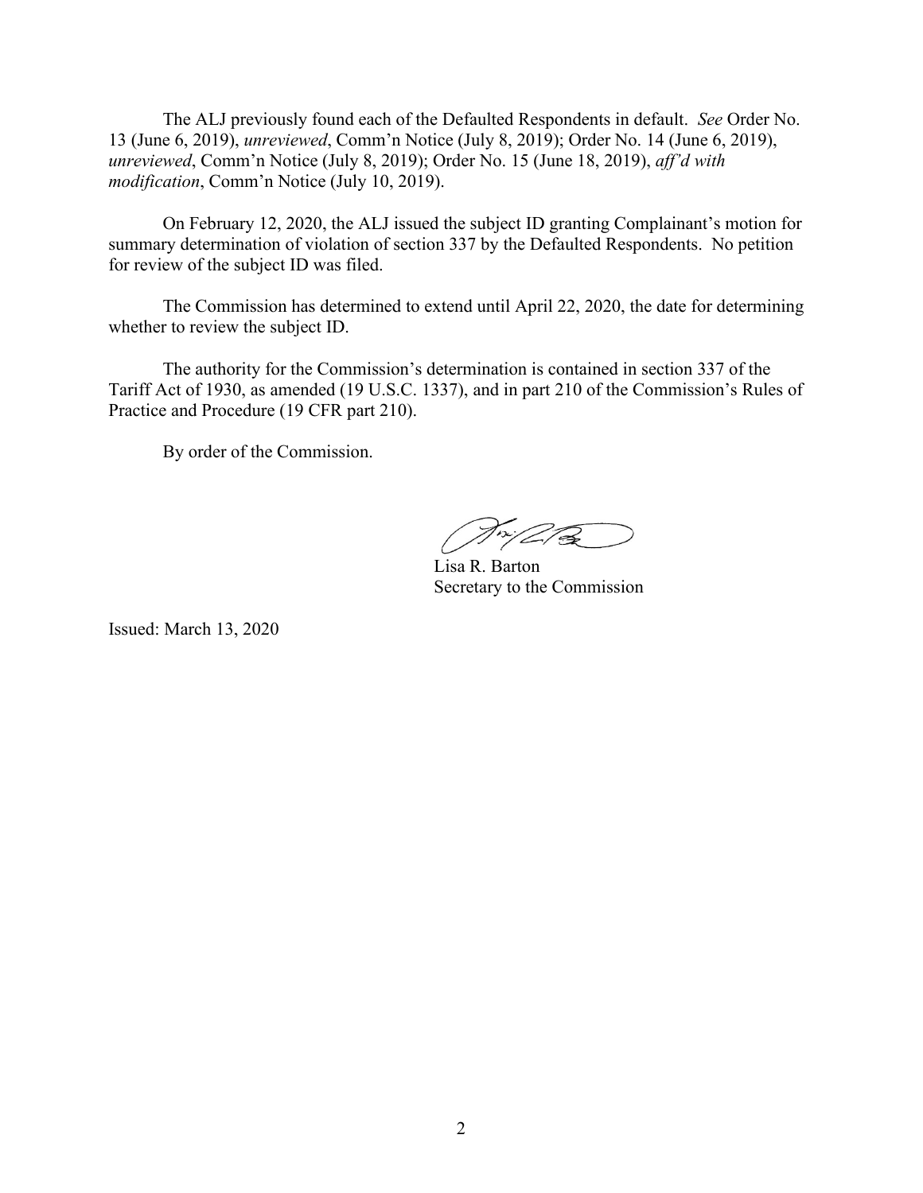The ALJ previously found each of the Defaulted Respondents in default. *See* Order No. 13 (June 6, 2019), *unreviewed*, Comm'n Notice (July 8, 2019); Order No. 14 (June 6, 2019), *unreviewed*, Comm'n Notice (July 8, 2019); Order No. 15 (June 18, 2019), *aff'd with modification*, Comm'n Notice (July 10, 2019).

On February 12, 2020, the ALJ issued the subject ID granting Complainant's motion for summary determination of violation of section 337 by the Defaulted Respondents. No petition for review of the subject ID was filed.

The Commission has determined to extend until April 22, 2020, the date for determining whether to review the subject ID.

The authority for the Commission's determination is contained in section 337 of the Tariff Act of 1930, as amended (19 U.S.C. 1337), and in part 210 of the Commission's Rules of Practice and Procedure (19 CFR part 210).

By order of the Commission.

Lisa R. Barton
Secretary to the Commission

Issued: March 13, 2020